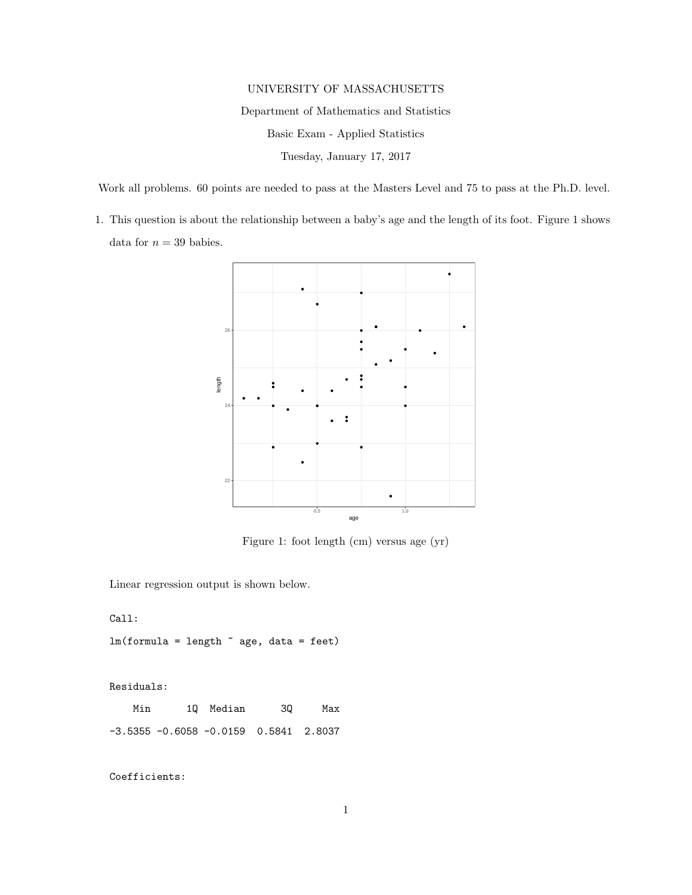UNIVERSITY OF MASSACHUSETTS

Department of Mathematics and Statistics

Basic Exam - Applied Statistics

Tuesday, January 17, 2017

Work all problems. 60 points are needed to pass at the Masters Level and 75 to pass at the Ph.D. level.

1. This question is about the relationship between a baby's age and the length of its foot. Figure 1 shows data for $n = 39$ babies.

Figure 1: foot length (cm) versus age (yr)

Linear regression output is shown below.

```
Call:
lm(formula = length ~ age, data = feet)


Residuals:
    Min      1Q  Median      3Q     Max
-3.5355 -0.6058 -0.0159  0.5841  2.8037


Coefficients:
```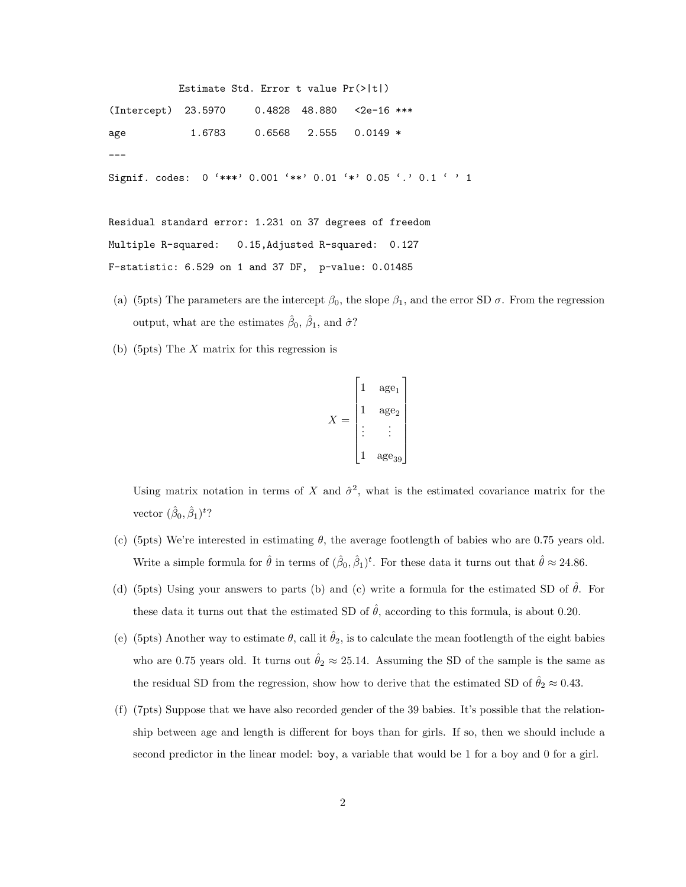```
            Estimate Std. Error t value Pr(>|t|)
(Intercept)  23.5970     0.4828  48.880   <2e-16 ***
age           1.6783     0.6568   2.555   0.0149 *
---
Signif. codes:  0 '***' 0.001 '**' 0.01 '*' 0.05 '.' 0.1 ' ' 1

Residual standard error: 1.231 on 37 degrees of freedom
Multiple R-squared:   0.15,Adjusted R-squared:  0.127
F-statistic: 6.529 on 1 and 37 DF,  p-value: 0.01485
```

(a) (5pts) The parameters are the intercept $\beta_0$, the slope $\beta_1$, and the error SD $\sigma$. From the regression output, what are the estimates $\hat{\beta}_0$, $\hat{\beta}_1$, and $\hat{\sigma}$?

(b) (5pts) The $X$ matrix for this regression is

$$X = \begin{bmatrix} 1 & \text{age}_1 \\ 1 & \text{age}_2 \\ \vdots & \vdots \\ 1 & \text{age}_{39} \end{bmatrix}$$

Using matrix notation in terms of $X$ and $\hat{\sigma}^2$, what is the estimated covariance matrix for the vector $(\hat{\beta}_0, \hat{\beta}_1)^t$?

(c) (5pts) We're interested in estimating $\theta$, the average footlength of babies who are 0.75 years old. Write a simple formula for $\hat{\theta}$ in terms of $(\hat{\beta}_0, \hat{\beta}_1)^t$. For these data it turns out that $\hat{\theta} \approx 24.86$.

(d) (5pts) Using your answers to parts (b) and (c) write a formula for the estimated SD of $\hat{\theta}$. For these data it turns out that the estimated SD of $\hat{\theta}$, according to this formula, is about 0.20.

(e) (5pts) Another way to estimate $\theta$, call it $\hat{\theta}_2$, is to calculate the mean footlength of the eight babies who are 0.75 years old. It turns out $\hat{\theta}_2 \approx 25.14$. Assuming the SD of the sample is the same as the residual SD from the regression, show how to derive that the estimated SD of $\hat{\theta}_2 \approx 0.43$.

(f) (7pts) Suppose that we have also recorded gender of the 39 babies. It's possible that the relationship between age and length is different for boys than for girls. If so, then we should include a second predictor in the linear model: `boy`, a variable that would be 1 for a boy and 0 for a girl.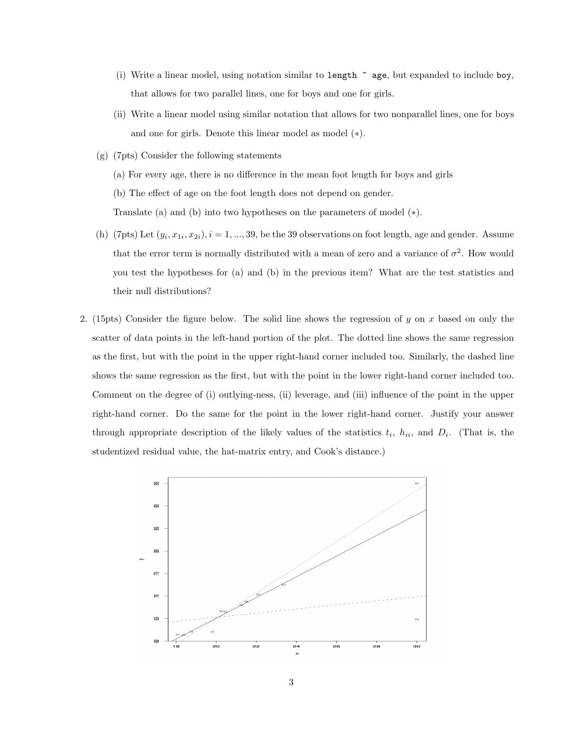(i) Write a linear model, using notation similar to `length ~ age`, but expanded to include `boy`, that allows for two parallel lines, one for boys and one for girls.

(ii) Write a linear model using similar notation that allows for two nonparallel lines, one for boys and one for girls. Denote this linear model as model $(*)$.

(g) (7pts) Consider the following statements

(a) For every age, there is no difference in the mean foot length for boys and girls

(b) The effect of age on the foot length does not depend on gender.

Translate (a) and (b) into two hypotheses on the parameters of model $(*)$.

(h) (7pts) Let $(y_i, x_{1i}, x_{2i}), i = 1, \ldots, 39$, be the 39 observations on foot length, age and gender. Assume that the error term is normally distributed with a mean of zero and a variance of $\sigma^2$. How would you test the hypotheses for (a) and (b) in the previous item? What are the test statistics and their null distributions?

2. (15pts) Consider the figure below. The solid line shows the regression of $y$ on $x$ based on only the scatter of data points in the left-hand portion of the plot. The dotted line shows the same regression as the first, but with the point in the upper right-hand corner included too. Similarly, the dashed line shows the same regression as the first, but with the point in the lower right-hand corner included too. Comment on the degree of (i) outlying-ness, (ii) leverage, and (iii) influence of the point in the upper right-hand corner. Do the same for the point in the lower right-hand corner. Justify your answer through appropriate description of the likely values of the statistics $t_i$, $h_{ii}$, and $D_i$. (That is, the studentized residual value, the hat-matrix entry, and Cook's distance.)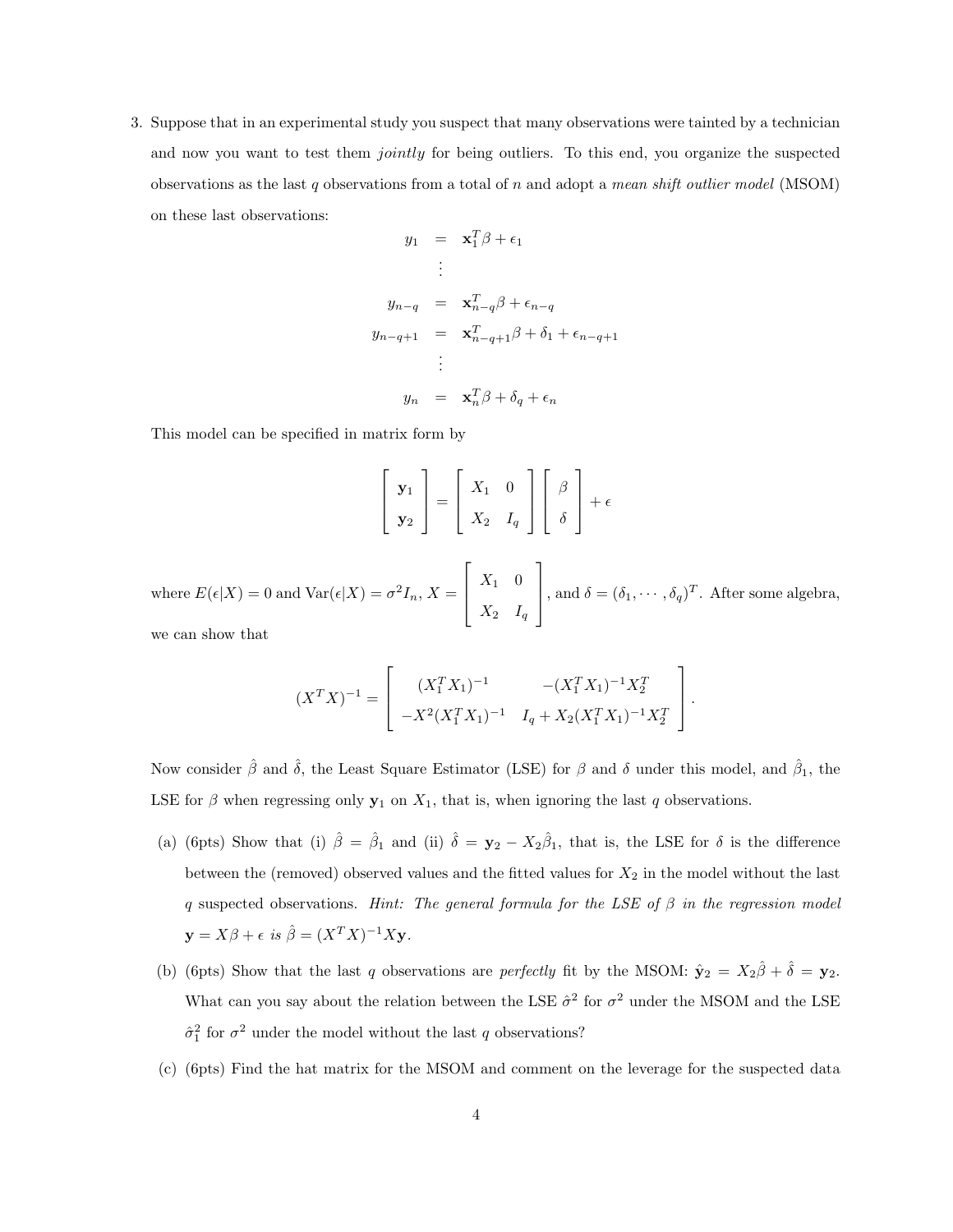3. Suppose that in an experimental study you suspect that many observations were tainted by a technician and now you want to test them *jointly* for being outliers. To this end, you organize the suspected observations as the last $q$ observations from a total of $n$ and adopt a *mean shift outlier model* (MSOM) on these last observations:

$$
\begin{aligned}
y_1 &= \mathbf{x}_1^T \beta + \epsilon_1 \\
&\vdots \\
y_{n-q} &= \mathbf{x}_{n-q}^T \beta + \epsilon_{n-q} \\
y_{n-q+1} &= \mathbf{x}_{n-q+1}^T \beta + \delta_1 + \epsilon_{n-q+1} \\
&\vdots \\
y_n &= \mathbf{x}_n^T \beta + \delta_q + \epsilon_n
\end{aligned}
$$

This model can be specified in matrix form by

$$
\begin{bmatrix} \mathbf{y}_1 \\ \mathbf{y}_2 \end{bmatrix} = \begin{bmatrix} X_1 & 0 \\ X_2 & I_q \end{bmatrix} \begin{bmatrix} \beta \\ \delta \end{bmatrix} + \epsilon
$$

where $E(\epsilon|X) = 0$ and $\text{Var}(\epsilon|X) = \sigma^2 I_n$, $X = \begin{bmatrix} X_1 & 0 \\ X_2 & I_q \end{bmatrix}$, and $\delta = (\delta_1, \cdots, \delta_q)^T$. After some algebra, we can show that

$$
(X^T X)^{-1} = \begin{bmatrix} (X_1^T X_1)^{-1} & -(X_1^T X_1)^{-1} X_2^T \\ -X^2 (X_1^T X_1)^{-1} & I_q + X_2 (X_1^T X_1)^{-1} X_2^T \end{bmatrix}.
$$

Now consider $\hat{\beta}$ and $\hat{\delta}$, the Least Square Estimator (LSE) for $\beta$ and $\delta$ under this model, and $\hat{\beta}_1$, the LSE for $\beta$ when regressing only $\mathbf{y}_1$ on $X_1$, that is, when ignoring the last $q$ observations.

(a) (6pts) Show that (i) $\hat{\beta} = \hat{\beta}_1$ and (ii) $\hat{\delta} = \mathbf{y}_2 - X_2 \hat{\beta}_1$, that is, the LSE for $\delta$ is the difference between the (removed) observed values and the fitted values for $X_2$ in the model without the last $q$ suspected observations. *Hint: The general formula for the LSE of $\beta$ in the regression model $\mathbf{y} = X\beta + \epsilon$ is $\hat{\beta} = (X^T X)^{-1} X \mathbf{y}$.*

(b) (6pts) Show that the last $q$ observations are *perfectly* fit by the MSOM: $\hat{\mathbf{y}}_2 = X_2 \hat{\beta} + \hat{\delta} = \mathbf{y}_2$. What can you say about the relation between the LSE $\hat{\sigma}^2$ for $\sigma^2$ under the MSOM and the LSE $\hat{\sigma}_1^2$ for $\sigma^2$ under the model without the last $q$ observations?

(c) (6pts) Find the hat matrix for the MSOM and comment on the leverage for the suspected data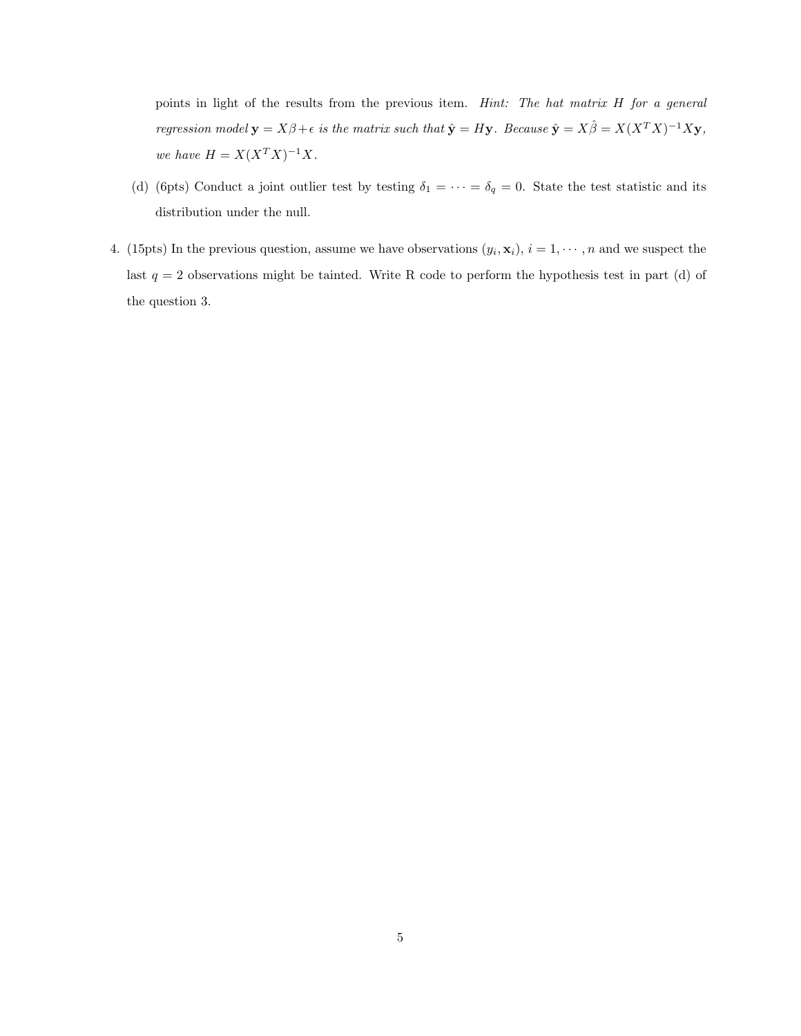points in light of the results from the previous item. *Hint: The hat matrix $H$ for a general regression model $\mathbf{y} = X\beta + \epsilon$ is the matrix such that $\hat{\mathbf{y}} = H\mathbf{y}$. Because $\hat{\mathbf{y}} = X\hat{\beta} = X(X^T X)^{-1}X\mathbf{y}$, we have $H = X(X^T X)^{-1}X$.*

(d) (6pts) Conduct a joint outlier test by testing $\delta_1 = \cdots = \delta_q = 0$. State the test statistic and its distribution under the null.

4. (15pts) In the previous question, assume we have observations $(y_i, \mathbf{x}_i)$, $i = 1, \cdots, n$ and we suspect the last $q = 2$ observations might be tainted. Write R code to perform the hypothesis test in part (d) of the question 3.